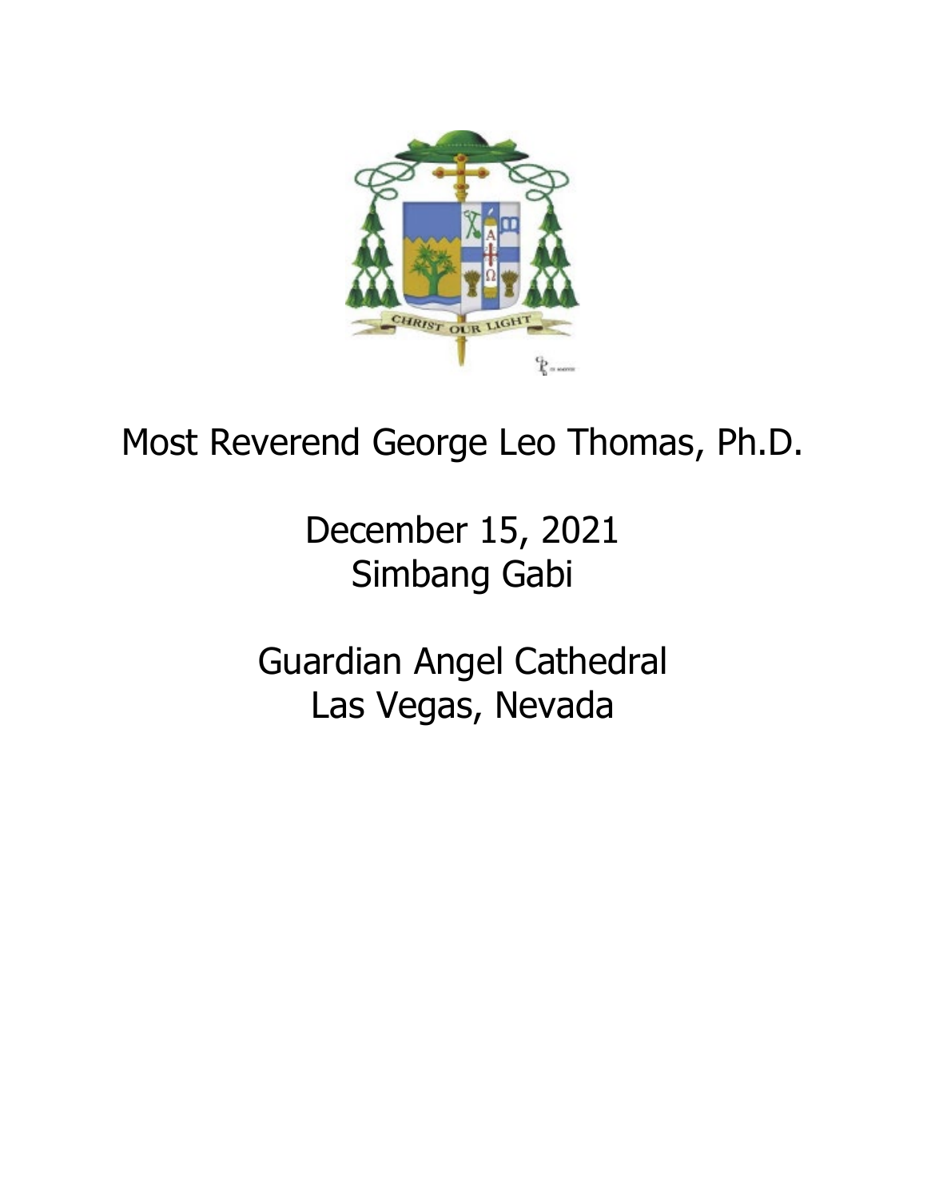Most Reverend George Leo Thomas, Ph.D.

December 15, 2021

Simbang Gabi

Guardian Angel Cathedral

Las Vegas, Nevada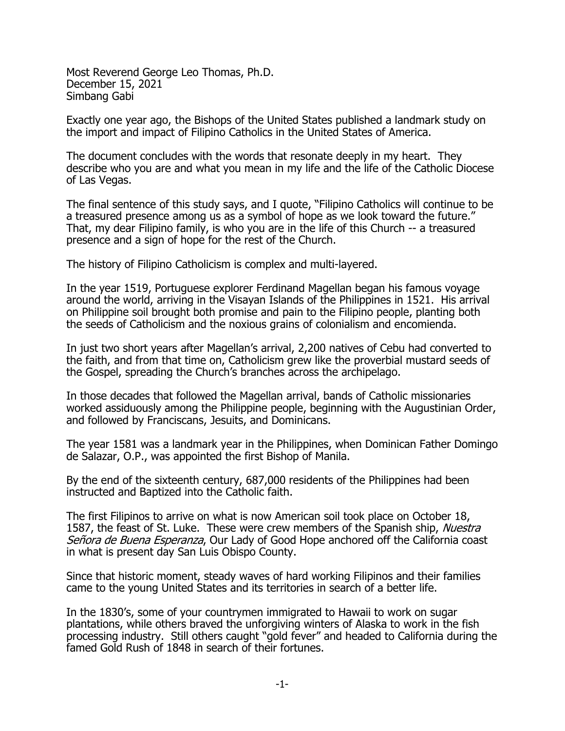Most Reverend George Leo Thomas, Ph.D.
December 15, 2021
Simbang Gabi

Exactly one year ago, the Bishops of the United States published a landmark study on the import and impact of Filipino Catholics in the United States of America.

The document concludes with the words that resonate deeply in my heart. They describe who you are and what you mean in my life and the life of the Catholic Diocese of Las Vegas.

The final sentence of this study says, and I quote, "Filipino Catholics will continue to be a treasured presence among us as a symbol of hope as we look toward the future." That, my dear Filipino family, is who you are in the life of this Church -- a treasured presence and a sign of hope for the rest of the Church.

The history of Filipino Catholicism is complex and multi-layered.

In the year 1519, Portuguese explorer Ferdinand Magellan began his famous voyage around the world, arriving in the Visayan Islands of the Philippines in 1521. His arrival on Philippine soil brought both promise and pain to the Filipino people, planting both the seeds of Catholicism and the noxious grains of colonialism and encomienda.

In just two short years after Magellan's arrival, 2,200 natives of Cebu had converted to the faith, and from that time on, Catholicism grew like the proverbial mustard seeds of the Gospel, spreading the Church's branches across the archipelago.

In those decades that followed the Magellan arrival, bands of Catholic missionaries worked assiduously among the Philippine people, beginning with the Augustinian Order, and followed by Franciscans, Jesuits, and Dominicans.

The year 1581 was a landmark year in the Philippines, when Dominican Father Domingo de Salazar, O.P., was appointed the first Bishop of Manila.

By the end of the sixteenth century, 687,000 residents of the Philippines had been instructed and Baptized into the Catholic faith.

The first Filipinos to arrive on what is now American soil took place on October 18, 1587, the feast of St. Luke. These were crew members of the Spanish ship, *Nuestra Señora de Buena Esperanza*, Our Lady of Good Hope anchored off the California coast in what is present day San Luis Obispo County.

Since that historic moment, steady waves of hard working Filipinos and their families came to the young United States and its territories in search of a better life.

In the 1830's, some of your countrymen immigrated to Hawaii to work on sugar plantations, while others braved the unforgiving winters of Alaska to work in the fish processing industry. Still others caught "gold fever" and headed to California during the famed Gold Rush of 1848 in search of their fortunes.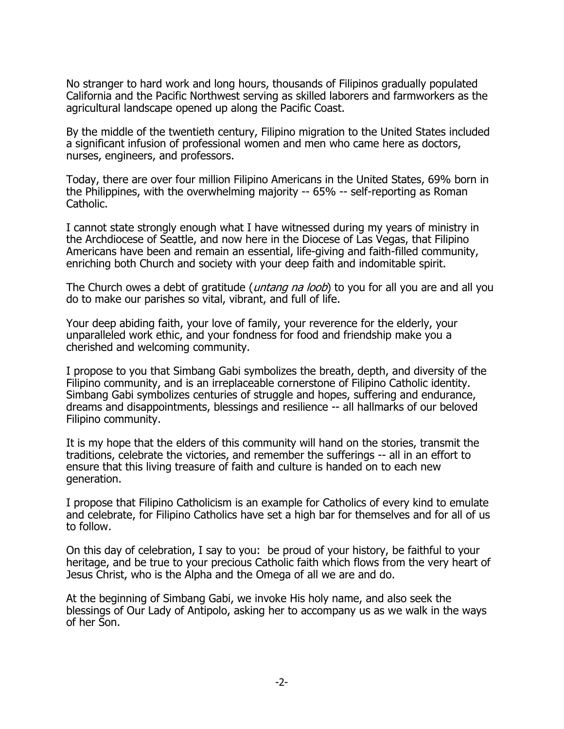No stranger to hard work and long hours, thousands of Filipinos gradually populated California and the Pacific Northwest serving as skilled laborers and farmworkers as the agricultural landscape opened up along the Pacific Coast.

By the middle of the twentieth century, Filipino migration to the United States included a significant infusion of professional women and men who came here as doctors, nurses, engineers, and professors.

Today, there are over four million Filipino Americans in the United States, 69% born in the Philippines, with the overwhelming majority -- 65% -- self-reporting as Roman Catholic.

I cannot state strongly enough what I have witnessed during my years of ministry in the Archdiocese of Seattle, and now here in the Diocese of Las Vegas, that Filipino Americans have been and remain an essential, life-giving and faith-filled community, enriching both Church and society with your deep faith and indomitable spirit.

The Church owes a debt of gratitude (*untang na loob*) to you for all you are and all you do to make our parishes so vital, vibrant, and full of life.

Your deep abiding faith, your love of family, your reverence for the elderly, your unparalleled work ethic, and your fondness for food and friendship make you a cherished and welcoming community.

I propose to you that Simbang Gabi symbolizes the breath, depth, and diversity of the Filipino community, and is an irreplaceable cornerstone of Filipino Catholic identity. Simbang Gabi symbolizes centuries of struggle and hopes, suffering and endurance, dreams and disappointments, blessings and resilience -- all hallmarks of our beloved Filipino community.

It is my hope that the elders of this community will hand on the stories, transmit the traditions, celebrate the victories, and remember the sufferings -- all in an effort to ensure that this living treasure of faith and culture is handed on to each new generation.

I propose that Filipino Catholicism is an example for Catholics of every kind to emulate and celebrate, for Filipino Catholics have set a high bar for themselves and for all of us to follow.

On this day of celebration, I say to you: be proud of your history, be faithful to your heritage, and be true to your precious Catholic faith which flows from the very heart of Jesus Christ, who is the Alpha and the Omega of all we are and do.

At the beginning of Simbang Gabi, we invoke His holy name, and also seek the blessings of Our Lady of Antipolo, asking her to accompany us as we walk in the ways of her Son.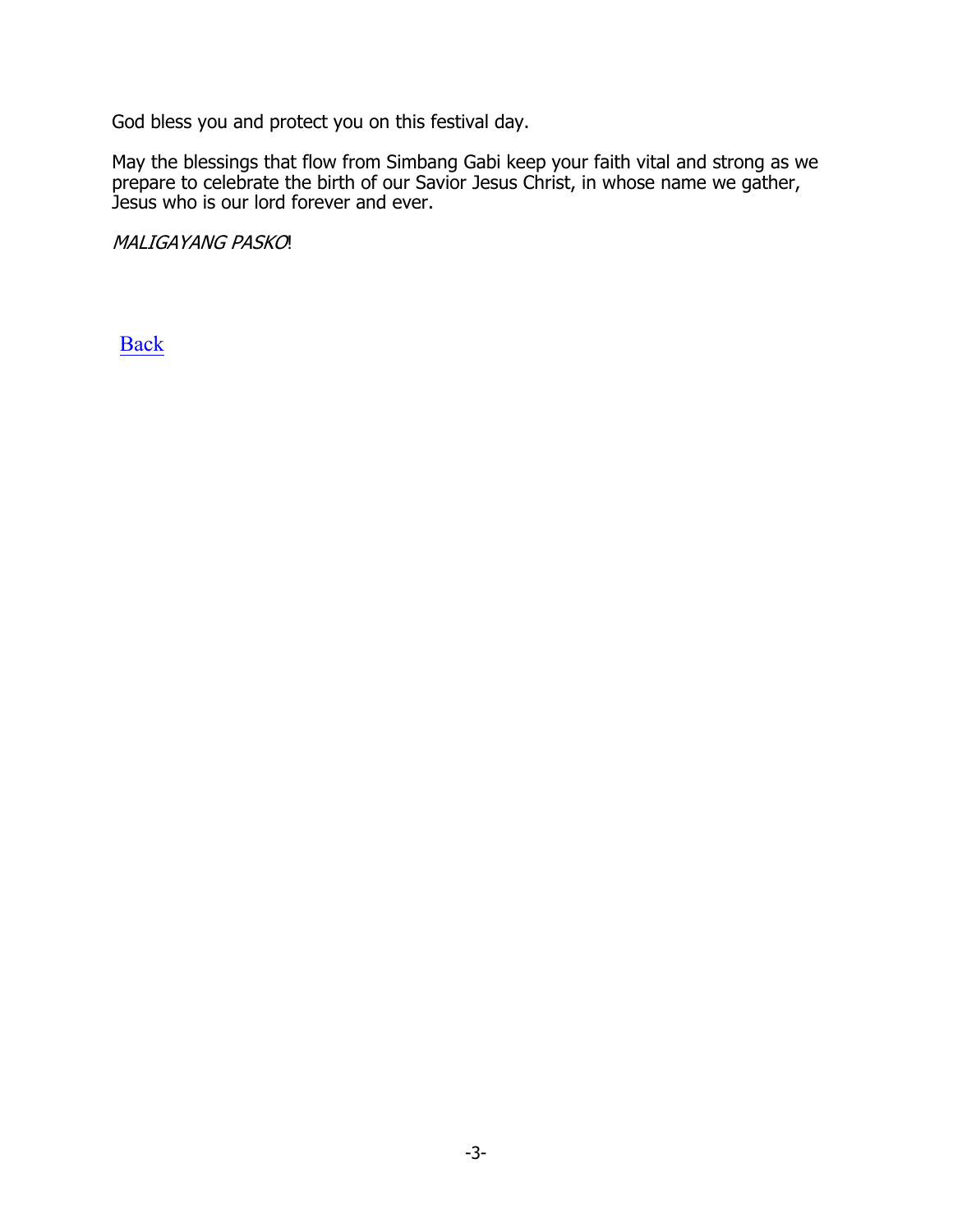God bless you and protect you on this festival day.

May the blessings that flow from Simbang Gabi keep your faith vital and strong as we prepare to celebrate the birth of our Savior Jesus Christ, in whose name we gather, Jesus who is our lord forever and ever.

*MALIGAYANG PASKO*!

Back